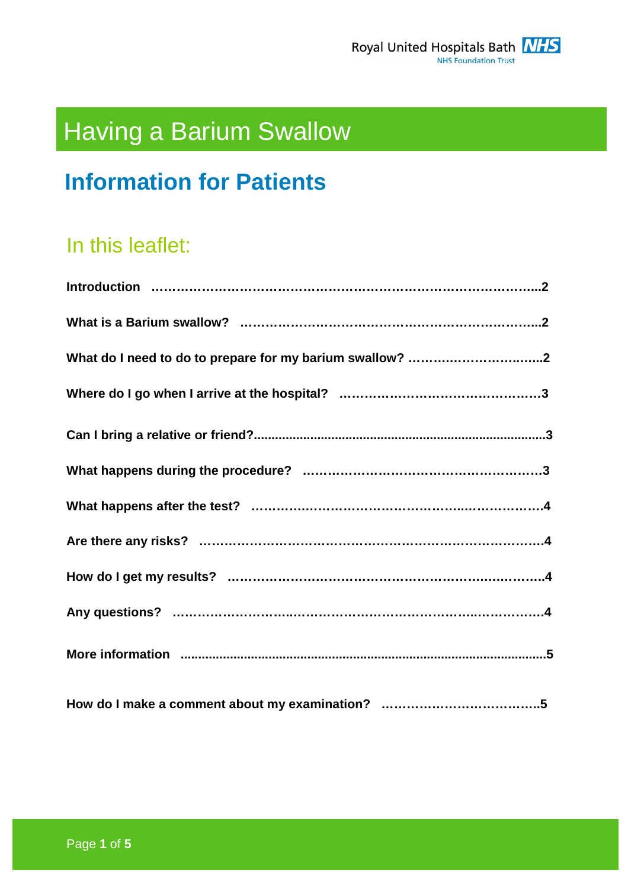Royal United Hospitals Bath NHS Foundation Trust

# Having a Barium Swallow

## Information for Patients

### In this leaflet:

**Introduction ……………………………………………………………………………..2**

**What is a Barium swallow? ……………………………………………………………..2**

**What do I need to do to prepare for my barium swallow? …………………………..2**

**Where do I go when I arrive at the hospital? …………………………………………3**

**Can I bring a relative or friend?..................................................................................3**

**What happens during the procedure? ………………………………………………3**

**What happens after the test? ………………………………………………………….4**

**Are there any risks? …………………………………………………………………….4**

**How do I get my results? ……………………………………………………………….4**

**Any questions? ………………………………………………………………………….4**

**More information ......................................................................................................5**

**How do I make a comment about my examination? ………………………………..5**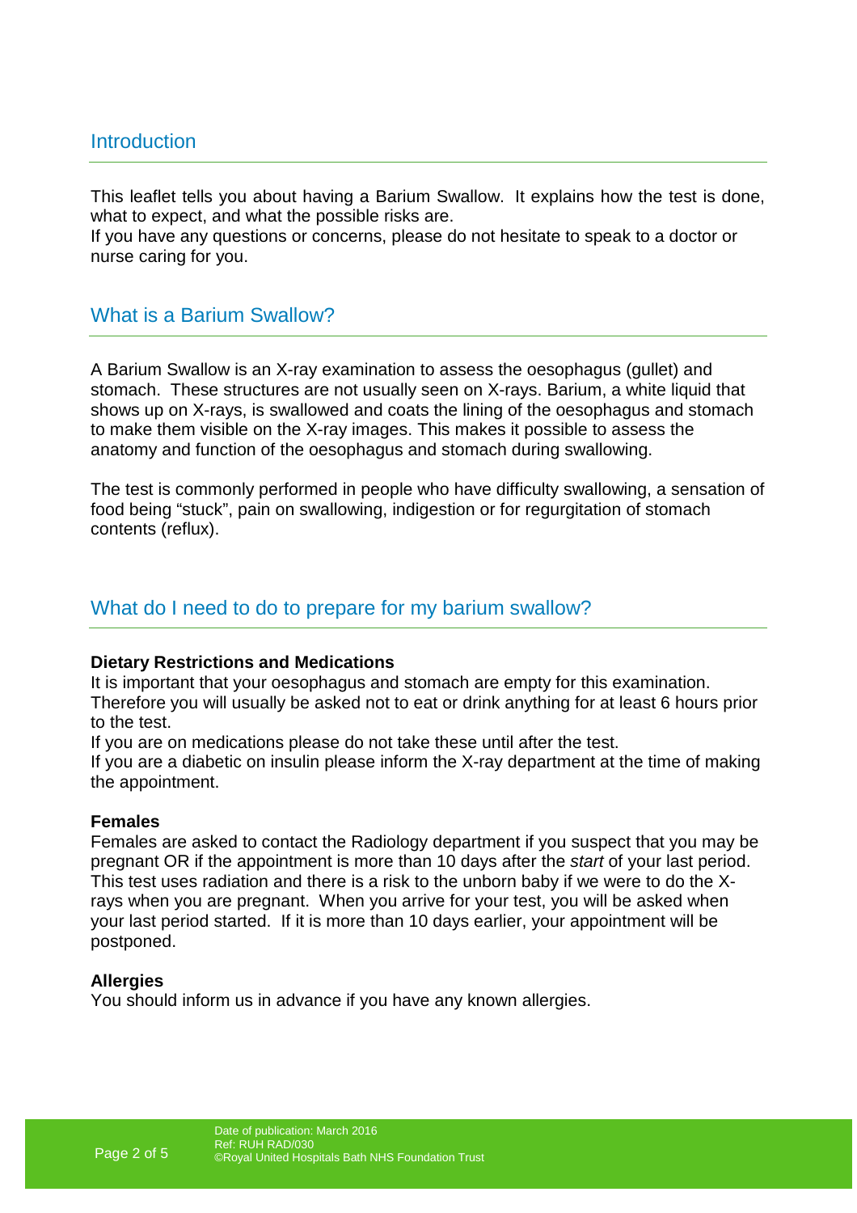## Introduction

This leaflet tells you about having a Barium Swallow. It explains how the test is done, what to expect, and what the possible risks are.
If you have any questions or concerns, please do not hesitate to speak to a doctor or nurse caring for you.

## What is a Barium Swallow?

A Barium Swallow is an X-ray examination to assess the oesophagus (gullet) and stomach. These structures are not usually seen on X-rays. Barium, a white liquid that shows up on X-rays, is swallowed and coats the lining of the oesophagus and stomach to make them visible on the X-ray images. This makes it possible to assess the anatomy and function of the oesophagus and stomach during swallowing.

The test is commonly performed in people who have difficulty swallowing, a sensation of food being "stuck", pain on swallowing, indigestion or for regurgitation of stomach contents (reflux).

## What do I need to do to prepare for my barium swallow?

**Dietary Restrictions and Medications**
It is important that your oesophagus and stomach are empty for this examination. Therefore you will usually be asked not to eat or drink anything for at least 6 hours prior to the test.
If you are on medications please do not take these until after the test.
If you are a diabetic on insulin please inform the X-ray department at the time of making the appointment.

**Females**
Females are asked to contact the Radiology department if you suspect that you may be pregnant OR if the appointment is more than 10 days after the *start* of your last period. This test uses radiation and there is a risk to the unborn baby if we were to do the X-rays when you are pregnant. When you arrive for your test, you will be asked when your last period started. If it is more than 10 days earlier, your appointment will be postponed.

**Allergies**
You should inform us in advance if you have any known allergies.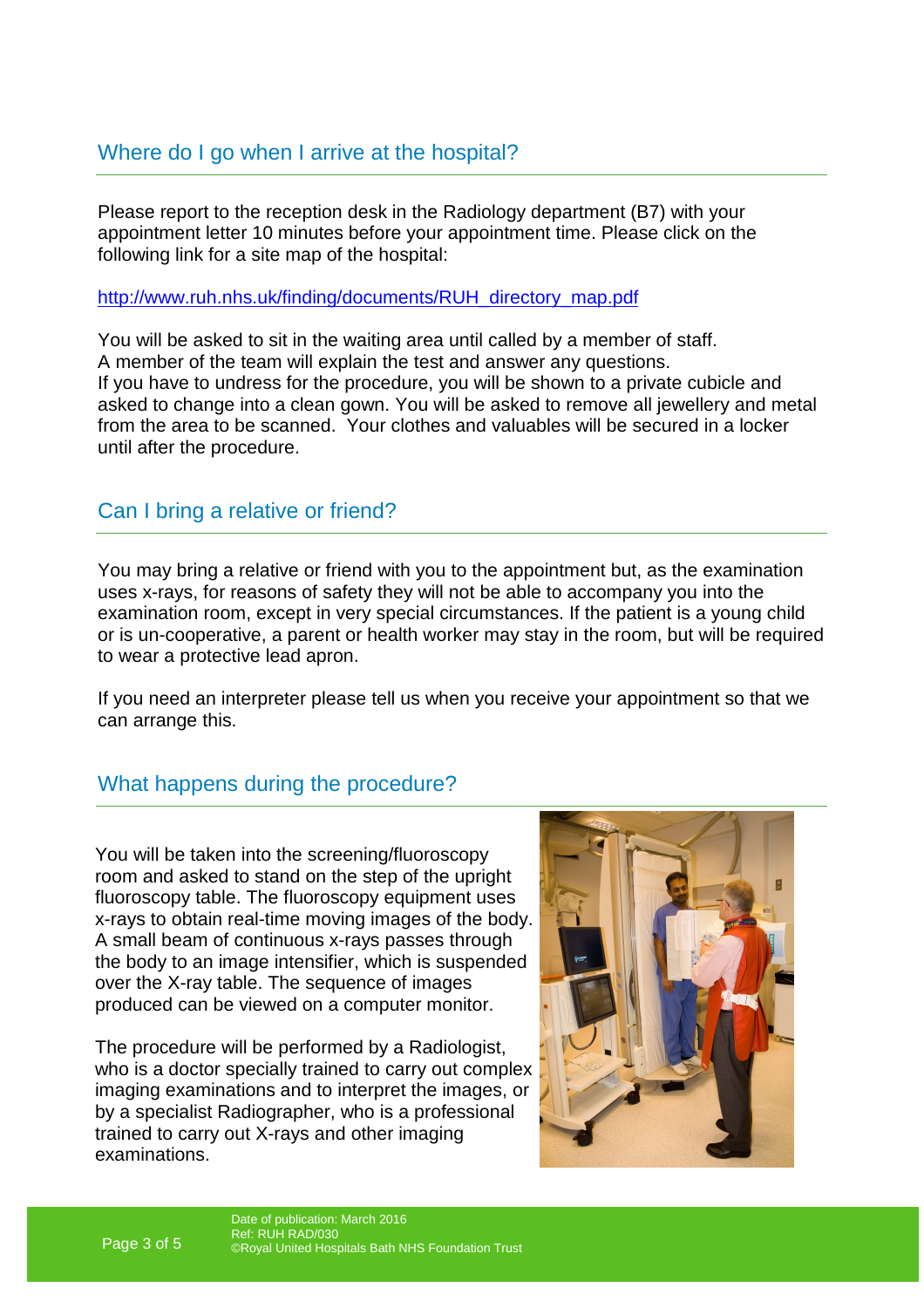## Where do I go when I arrive at the hospital?

Please report to the reception desk in the Radiology department (B7) with your appointment letter 10 minutes before your appointment time. Please click on the following link for a site map of the hospital:

http://www.ruh.nhs.uk/finding/documents/RUH_directory_map.pdf

You will be asked to sit in the waiting area until called by a member of staff.
A member of the team will explain the test and answer any questions.
If you have to undress for the procedure, you will be shown to a private cubicle and asked to change into a clean gown. You will be asked to remove all jewellery and metal from the area to be scanned. Your clothes and valuables will be secured in a locker until after the procedure.

## Can I bring a relative or friend?

You may bring a relative or friend with you to the appointment but, as the examination uses x-rays, for reasons of safety they will not be able to accompany you into the examination room, except in very special circumstances. If the patient is a young child or is un-cooperative, a parent or health worker may stay in the room, but will be required to wear a protective lead apron.

If you need an interpreter please tell us when you receive your appointment so that we can arrange this.

## What happens during the procedure?

You will be taken into the screening/fluoroscopy room and asked to stand on the step of the upright fluoroscopy table. The fluoroscopy equipment uses x-rays to obtain real-time moving images of the body. A small beam of continuous x-rays passes through the body to an image intensifier, which is suspended over the X-ray table. The sequence of images produced can be viewed on a computer monitor.

The procedure will be performed by a Radiologist, who is a doctor specially trained to carry out complex imaging examinations and to interpret the images, or by a specialist Radiographer, who is a professional trained to carry out X-rays and other imaging examinations.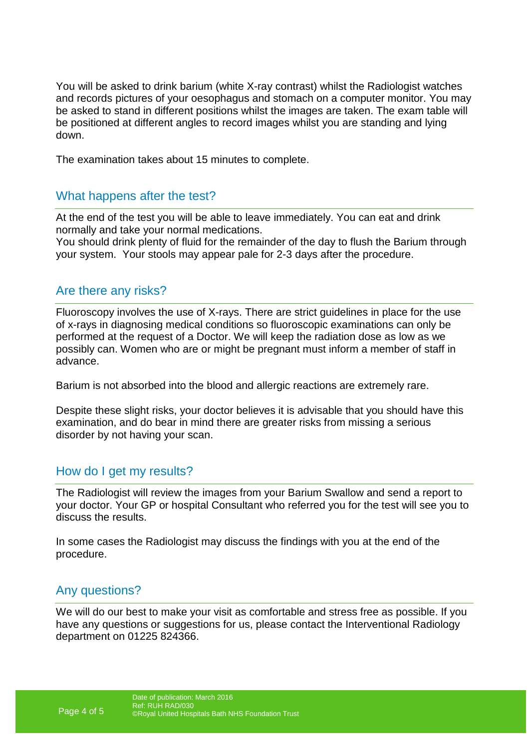You will be asked to drink barium (white X-ray contrast) whilst the Radiologist watches and records pictures of your oesophagus and stomach on a computer monitor. You may be asked to stand in different positions whilst the images are taken. The exam table will be positioned at different angles to record images whilst you are standing and lying down.

The examination takes about 15 minutes to complete.

## What happens after the test?

At the end of the test you will be able to leave immediately. You can eat and drink normally and take your normal medications.
You should drink plenty of fluid for the remainder of the day to flush the Barium through your system. Your stools may appear pale for 2-3 days after the procedure.

## Are there any risks?

Fluoroscopy involves the use of X-rays. There are strict guidelines in place for the use of x-rays in diagnosing medical conditions so fluoroscopic examinations can only be performed at the request of a Doctor. We will keep the radiation dose as low as we possibly can. Women who are or might be pregnant must inform a member of staff in advance.

Barium is not absorbed into the blood and allergic reactions are extremely rare.

Despite these slight risks, your doctor believes it is advisable that you should have this examination, and do bear in mind there are greater risks from missing a serious disorder by not having your scan.

## How do I get my results?

The Radiologist will review the images from your Barium Swallow and send a report to your doctor. Your GP or hospital Consultant who referred you for the test will see you to discuss the results.

In some cases the Radiologist may discuss the findings with you at the end of the procedure.

## Any questions?

We will do our best to make your visit as comfortable and stress free as possible. If you have any questions or suggestions for us, please contact the Interventional Radiology department on 01225 824366.

Date of publication: March 2016
Ref: RUH RAD/030
©Royal United Hospitals Bath NHS Foundation Trust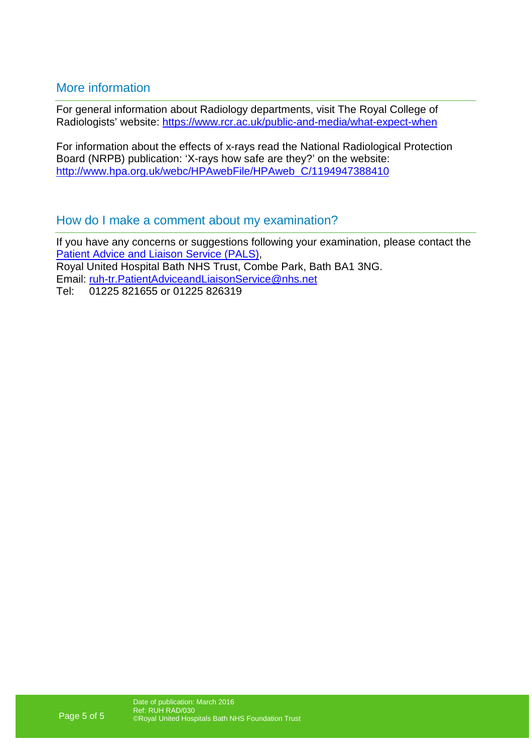## More information

For general information about Radiology departments, visit The Royal College of Radiologists' website: https://www.rcr.ac.uk/public-and-media/what-expect-when

For information about the effects of x-rays read the National Radiological Protection Board (NRPB) publication: 'X-rays how safe are they?' on the website: http://www.hpa.org.uk/webc/HPAwebFile/HPAweb_C/1194947388410

## How do I make a comment about my examination?

If you have any concerns or suggestions following your examination, please contact the Patient Advice and Liaison Service (PALS),
Royal United Hospital Bath NHS Trust, Combe Park, Bath BA1 3NG.
Email: ruh-tr.PatientAdviceandLiaisonService@nhs.net
Tel: 01225 821655 or 01225 826319

Date of publication: March 2016
Ref: RUH RAD/030
©Royal United Hospitals Bath NHS Foundation Trust